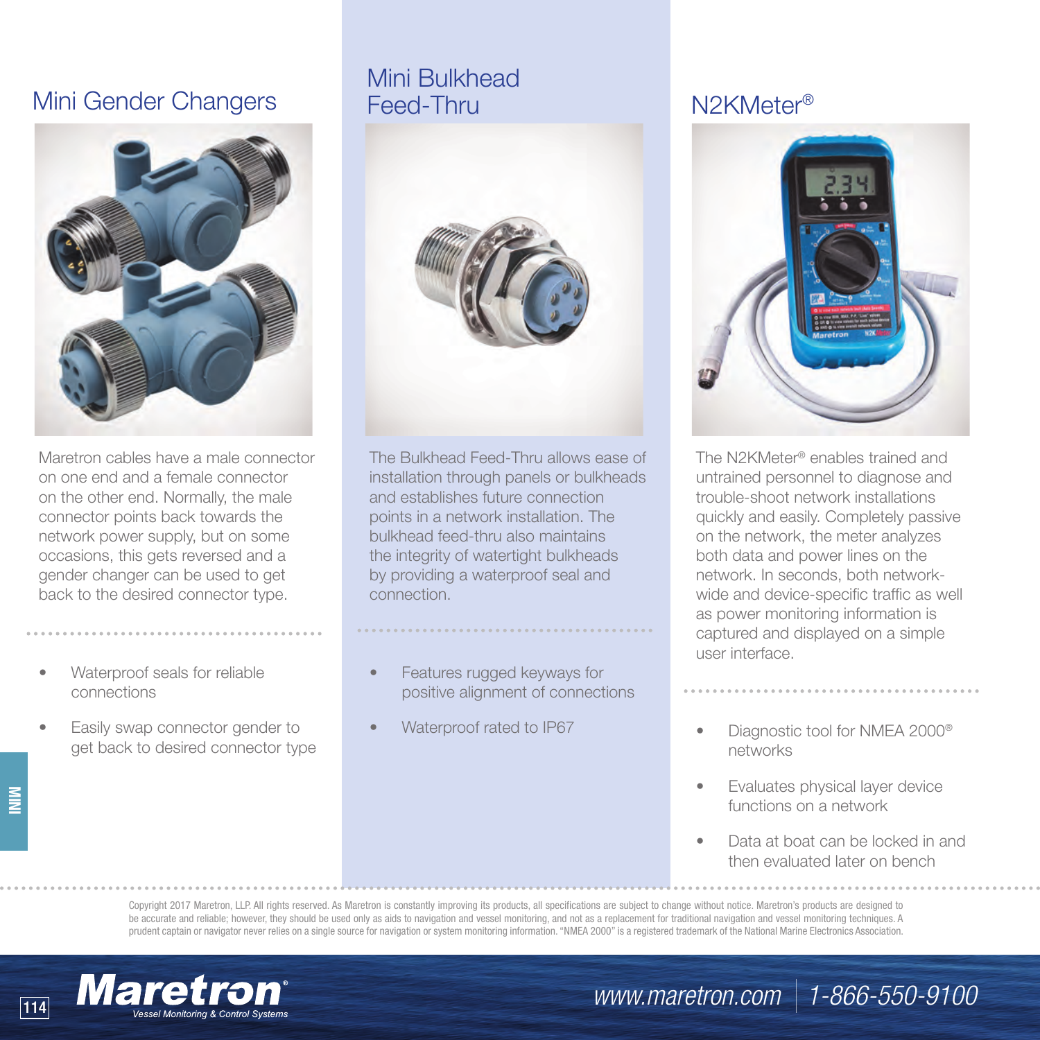## Mini Gender Changers

Maretron cables have a male connector on one end and a female connector on the other end. Normally, the male connector points back towards the network power supply, but on some occasions, this gets reversed and a gender changer can be used to get back to the desired connector type.

- Waterproof seals for reliable connections
- Easily swap connector gender to get back to desired connector type

## Mini Bulkhead Feed-Thru

The Bulkhead Feed-Thru allows ease of installation through panels or bulkheads and establishes future connection points in a network installation. The bulkhead feed-thru also maintains the integrity of watertight bulkheads by providing a waterproof seal and connection.

- Features rugged keyways for positive alignment of connections
- Waterproof rated to IP67

## N2KMeter®

The N2KMeter® enables trained and untrained personnel to diagnose and trouble-shoot network installations quickly and easily. Completely passive on the network, the meter analyzes both data and power lines on the network. In seconds, both network-wide and device-specific traffic as well as power monitoring information is captured and displayed on a simple user interface.

- Diagnostic tool for NMEA 2000® networks
- Evaluates physical layer device functions on a network
- Data at boat can be locked in and then evaluated later on bench

Copyright 2017 Maretron, LLP. All rights reserved. As Maretron is constantly improving its products, all specifications are subject to change without notice. Maretron's products are designed to be accurate and reliable; however, they should be used only as aids to navigation and vessel monitoring, and not as a replacement for traditional navigation and vessel monitoring techniques. A prudent captain or navigator never relies on a single source for navigation or system monitoring information. "NMEA 2000" is a registered trademark of the National Marine Electronics Association.

**Maretron®** Vessel Monitoring & Control Systems

www.maretron.com | 1-866-550-9100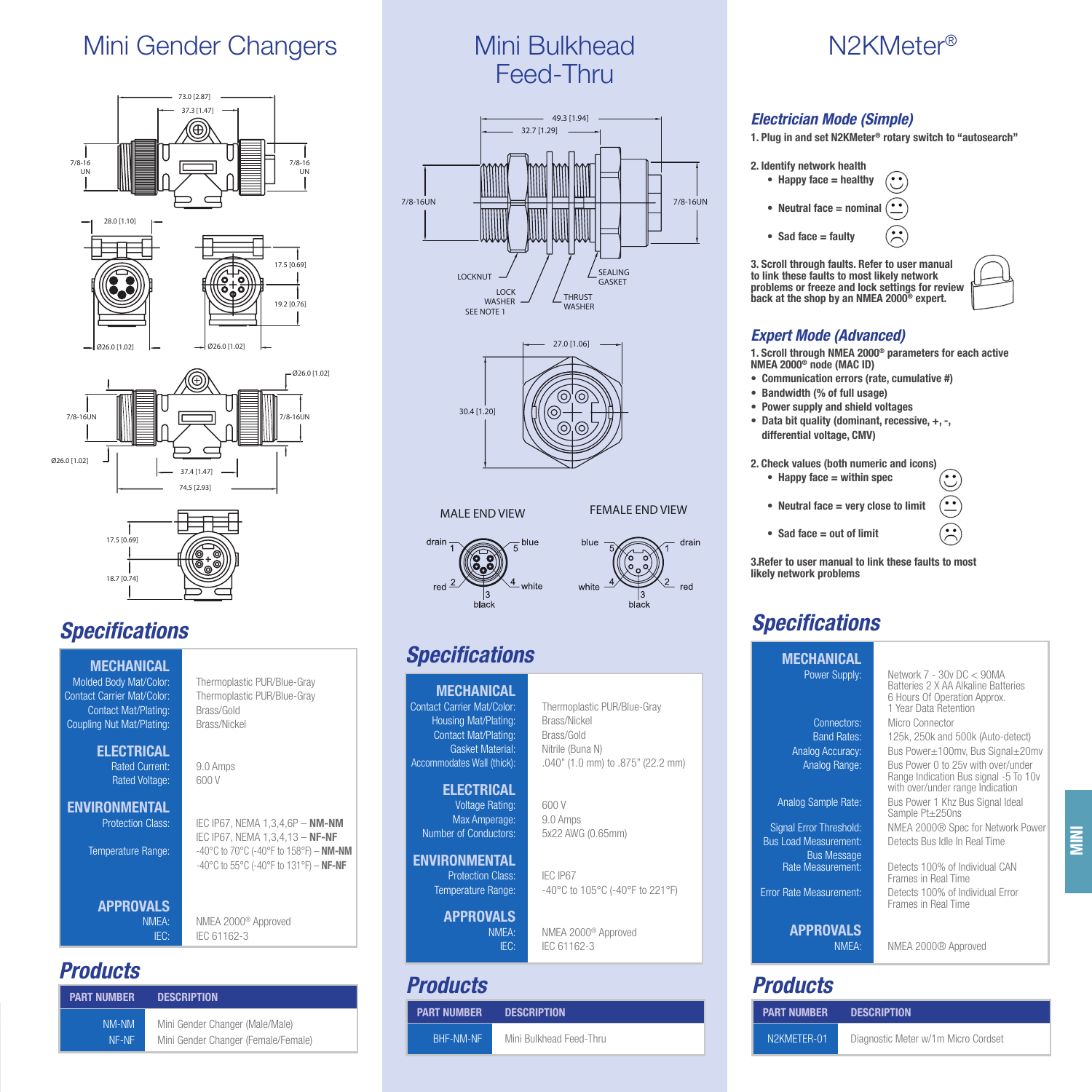# Mini Gender Changers

73.0 [2.87]
37.3 [1.47]
7/8-16 UN
7/8-16 UN
28.0 [1.10]
17.5 [0.69]
19.2 [0.76]
Ø26.0 [1.02]
Ø26.0 [1.02]
Ø26.0 [1.02]
7/8-16UN
7/8-16UN
Ø26.0 [1.02]
37.4 [1.47]
74.5 [2.93]
17.5 [0.69]
18.7 [0.74]

## Specifications

| | |
|---|---|
| **MECHANICAL** | |
| Molded Body Mat/Color: | Thermoplastic PUR/Blue-Gray |
| Contact Carrier Mat/Color: | Thermoplastic PUR/Blue-Gray |
| Contact Mat/Plating: | Brass/Gold |
| Coupling Nut Mat/Plating: | Brass/Nickel |
| **ELECTRICAL** | |
| Rated Current: | 9.0 Amps |
| Rated Voltage: | 600 V |
| **ENVIRONMENTAL** | |
| Protection Class: | IEC IP67, NEMA 1,3,4,6P – **NM-NM**<br>IEC IP67, NEMA 1,3,4,13 – **NF-NF** |
| Temperature Range: | -40°C to 70°C (-40°F to 158°F) – **NM-NM**<br>-40°C to 55°C (-40°F to 131°F) – **NF-NF** |
| **APPROVALS** | |
| NMEA: | NMEA 2000® Approved |
| IEC: | IEC 61162-3 |

## Products

| PART NUMBER | DESCRIPTION |
|---|---|
| NM-NM | Mini Gender Changer (Male/Male) |
| NF-NF | Mini Gender Changer (Female/Female) |

# Mini Bulkhead Feed-Thru

49.3 [1.94]
32.7 [1.29]
7/8-16UN
7/8-16UN
LOCKNUT
LOCK WASHER SEE NOTE 1
THRUST WASHER
SEALING GASKET
27.0 [1.06]
30.4 [1.20]

MALE END VIEW
drain 1, blue 5, red 2, white 4, 3 black

FEMALE END VIEW
blue 5, drain 1, white 4, red 2, 3 black

## Specifications

| | |
|---|---|
| **MECHANICAL** | |
| Contact Carrier Mat/Color: | Thermoplastic PUR/Blue-Gray |
| Housing Mat/Plating: | Brass/Nickel |
| Contact Mat/Plating: | Brass/Gold |
| Gasket Material: | Nitrile (Buna N) |
| Accommodates Wall (thick): | .040" (1.0 mm) to .875" (22.2 mm) |
| **ELECTRICAL** | |
| Voltage Rating: | 600 V |
| Max Amperage: | 9.0 Amps |
| Number of Conductors: | 5x22 AWG (0.65mm) |
| **ENVIRONMENTAL** | |
| Protection Class: | IEC IP67 |
| Temperature Range: | -40°C to 105°C (-40°F to 221°F) |
| **APPROVALS** | |
| NMEA: | NMEA 2000® Approved |
| IEC: | IEC 61162-3 |

## Products

| PART NUMBER | DESCRIPTION |
|---|---|
| BHF-NM-NF | Mini Bulkhead Feed-Thru |

# N2KMeter®

### *Electrician Mode (Simple)*

**1. Plug in and set N2KMeter® rotary switch to "autosearch"**

**2. Identify network health**
- **Happy face = healthy**
- **Neutral face = nominal**
- **Sad face = faulty**

**3. Scroll through faults. Refer to user manual to link these faults to most likely network problems or freeze and lock settings for review back at the shop by an NMEA 2000® expert.**

### *Expert Mode (Advanced)*

**1. Scroll through NMEA 2000® parameters for each active NMEA 2000® node (MAC ID)**
- **Communication errors (rate, cumulative #)**
- **Bandwidth (% of full usage)**
- **Power supply and shield voltages**
- **Data bit quality (dominant, recessive, +, -, differential voltage, CMV)**

**2. Check values (both numeric and icons)**
- **Happy face = within spec**
- **Neutral face = very close to limit**
- **Sad face = out of limit**

**3.Refer to user manual to link these faults to most likely network problems**

## Specifications

| | |
|---|---|
| **MECHANICAL** | |
| Power Supply: | Network 7 - 30v DC < 90MA<br>Batteries 2 X AA Alkaline Batteries<br>6 Hours Of Operation Approx.<br>1 Year Data Retention |
| Connectors: | Micro Connector |
| Band Rates: | 125k, 250k and 500k (Auto-detect) |
| Analog Accuracy: | Bus Power±100mv, Bus Signal±20mv |
| Analog Range: | Bus Power 0 to 25v with over/under Range Indication Bus signal -5 To 10v with over/under range Indication |
| Analog Sample Rate: | Bus Power 1 Khz Bus Signal Ideal Sample Pt±250ns |
| Signal Error Threshold: | NMEA 2000® Spec for Network Power |
| Bus Load Measurement: | Detects Bus Idle In Real Time |
| Bus Message Rate Measurement: | Detects 100% of Individual CAN Frames in Real Time |
| Error Rate Measurement: | Detects 100% of Individual Error Frames in Real Time |
| **APPROVALS** | |
| NMEA: | NMEA 2000® Approved |

## Products

| PART NUMBER | DESCRIPTION |
|---|---|
| N2KMETER-01 | Diagnostic Meter w/1m Micro Cordset |

MINI